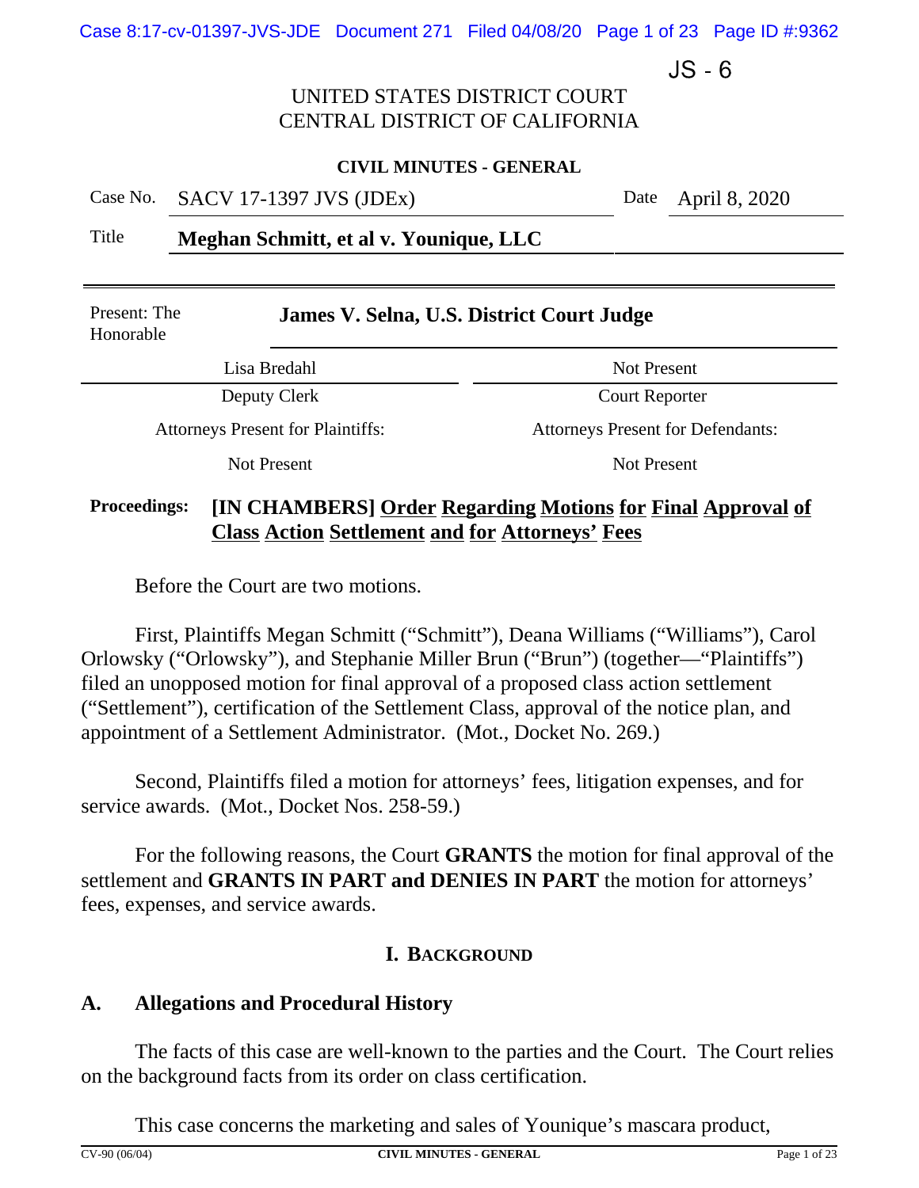JS - 6

UNITED STATES DISTRICT COURT
CENTRAL DISTRICT OF CALIFORNIA

**CIVIL MINUTES - GENERAL**

| Case No. | SACV 17-1397 JVS (JDEx) | Date | April 8, 2020 |
|---|---|---|---|
| Title | **Meghan Schmitt, et al v. Younique, LLC** | | |

| Present: The Honorable | **James V. Selna, U.S. District Court Judge** |
|---|---|
| Lisa Bredahl | Not Present |
| Deputy Clerk | Court Reporter |
| Attorneys Present for Plaintiffs: | Attorneys Present for Defendants: |
| Not Present | Not Present |

**Proceedings:** **[IN CHAMBERS] Order Regarding Motions for Final Approval of Class Action Settlement and for Attorneys' Fees**

Before the Court are two motions.

First, Plaintiffs Megan Schmitt ("Schmitt"), Deana Williams ("Williams"), Carol Orlowsky ("Orlowsky"), and Stephanie Miller Brun ("Brun") (together—"Plaintiffs") filed an unopposed motion for final approval of a proposed class action settlement ("Settlement"), certification of the Settlement Class, approval of the notice plan, and appointment of a Settlement Administrator. (Mot., Docket No. 269.)

Second, Plaintiffs filed a motion for attorneys' fees, litigation expenses, and for service awards. (Mot., Docket Nos. 258-59.)

For the following reasons, the Court **GRANTS** the motion for final approval of the settlement and **GRANTS IN PART and DENIES IN PART** the motion for attorneys' fees, expenses, and service awards.

## I. BACKGROUND

### A. Allegations and Procedural History

The facts of this case are well-known to the parties and the Court. The Court relies on the background facts from its order on class certification.

This case concerns the marketing and sales of Younique's mascara product,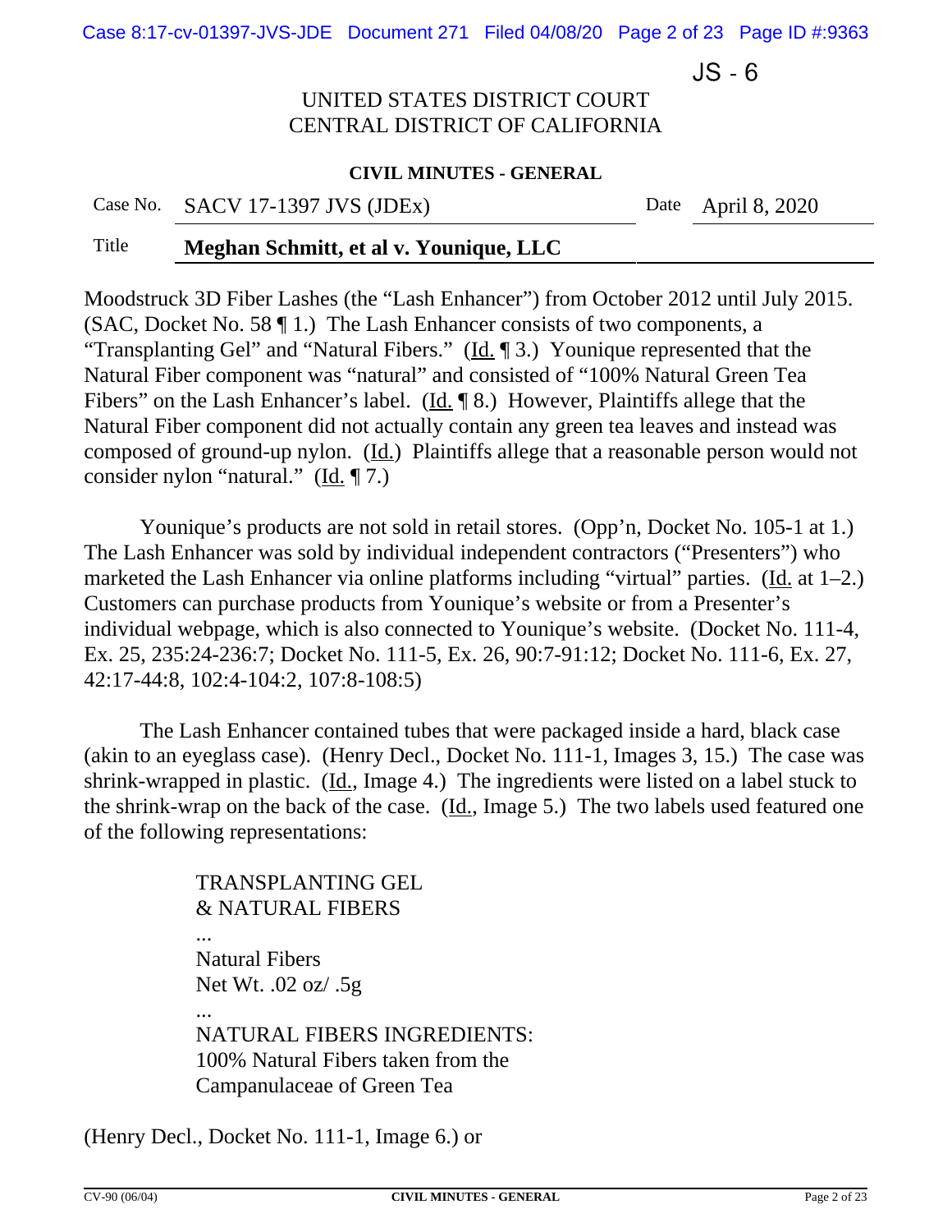Moodstruck 3D Fiber Lashes (the "Lash Enhancer") from October 2012 until July 2015. (SAC, Docket No. 58 ¶ 1.) The Lash Enhancer consists of two components, a "Transplanting Gel" and "Natural Fibers." (Id. ¶ 3.) Younique represented that the Natural Fiber component was "natural" and consisted of "100% Natural Green Tea Fibers" on the Lash Enhancer's label. (Id. ¶ 8.) However, Plaintiffs allege that the Natural Fiber component did not actually contain any green tea leaves and instead was composed of ground-up nylon. (Id.) Plaintiffs allege that a reasonable person would not consider nylon "natural." (Id. ¶ 7.)

Younique's products are not sold in retail stores. (Opp'n, Docket No. 105-1 at 1.) The Lash Enhancer was sold by individual independent contractors ("Presenters") who marketed the Lash Enhancer via online platforms including "virtual" parties. (Id. at 1–2.) Customers can purchase products from Younique's website or from a Presenter's individual webpage, which is also connected to Younique's website. (Docket No. 111-4, Ex. 25, 235:24-236:7; Docket No. 111-5, Ex. 26, 90:7-91:12; Docket No. 111-6, Ex. 27, 42:17-44:8, 102:4-104:2, 107:8-108:5)

The Lash Enhancer contained tubes that were packaged inside a hard, black case (akin to an eyeglass case). (Henry Decl., Docket No. 111-1, Images 3, 15.) The case was shrink-wrapped in plastic. (Id., Image 4.) The ingredients were listed on a label stuck to the shrink-wrap on the back of the case. (Id., Image 5.) The two labels used featured one of the following representations:

> TRANSPLANTING GEL
> & NATURAL FIBERS
> ...
> Natural Fibers
> Net Wt. .02 oz/ .5g
> ...
> NATURAL FIBERS INGREDIENTS:
> 100% Natural Fibers taken from the
> Campanulaceae of Green Tea

(Henry Decl., Docket No. 111-1, Image 6.) or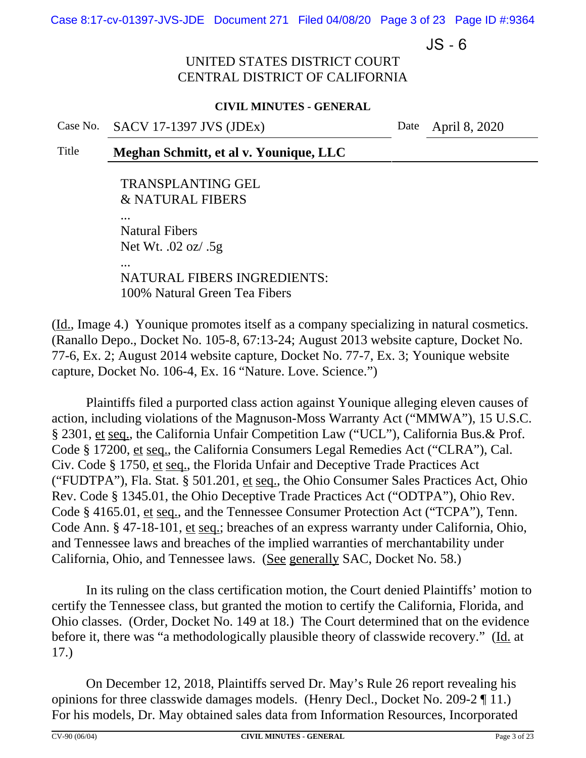TRANSPLANTING GEL
& NATURAL FIBERS

...

Natural Fibers
Net Wt. .02 oz/ .5g

...

NATURAL FIBERS INGREDIENTS:
100% Natural Green Tea Fibers

(Id., Image 4.) Younique promotes itself as a company specializing in natural cosmetics. (Ranallo Depo., Docket No. 105-8, 67:13-24; August 2013 website capture, Docket No. 77-6, Ex. 2; August 2014 website capture, Docket No. 77-7, Ex. 3; Younique website capture, Docket No. 106-4, Ex. 16 "Nature. Love. Science.")

Plaintiffs filed a purported class action against Younique alleging eleven causes of action, including violations of the Magnuson-Moss Warranty Act ("MMWA"), 15 U.S.C. § 2301, et seq., the California Unfair Competition Law ("UCL"), California Bus.& Prof. Code § 17200, et seq., the California Consumers Legal Remedies Act ("CLRA"), Cal. Civ. Code § 1750, et seq., the Florida Unfair and Deceptive Trade Practices Act ("FUDTPA"), Fla. Stat. § 501.201, et seq., the Ohio Consumer Sales Practices Act, Ohio Rev. Code § 1345.01, the Ohio Deceptive Trade Practices Act ("ODTPA"), Ohio Rev. Code § 4165.01, et seq., and the Tennessee Consumer Protection Act ("TCPA"), Tenn. Code Ann. § 47-18-101, et seq.; breaches of an express warranty under California, Ohio, and Tennessee laws and breaches of the implied warranties of merchantability under California, Ohio, and Tennessee laws. (See generally SAC, Docket No. 58.)

In its ruling on the class certification motion, the Court denied Plaintiffs' motion to certify the Tennessee class, but granted the motion to certify the California, Florida, and Ohio classes. (Order, Docket No. 149 at 18.) The Court determined that on the evidence before it, there was "a methodologically plausible theory of classwide recovery." (Id. at 17.)

On December 12, 2018, Plaintiffs served Dr. May's Rule 26 report revealing his opinions for three classwide damages models. (Henry Decl., Docket No. 209-2 ¶ 11.) For his models, Dr. May obtained sales data from Information Resources, Incorporated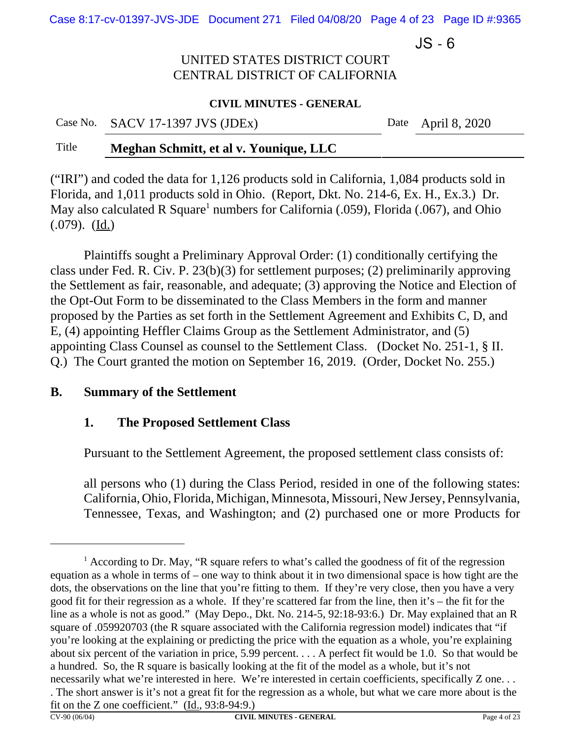("IRI") and coded the data for 1,126 products sold in California, 1,084 products sold in Florida, and 1,011 products sold in Ohio. (Report, Dkt. No. 214-6, Ex. H., Ex.3.) Dr. May also calculated R Square[1] numbers for California (.059), Florida (.067), and Ohio (.079). (Id.)

Plaintiffs sought a Preliminary Approval Order: (1) conditionally certifying the class under Fed. R. Civ. P. 23(b)(3) for settlement purposes; (2) preliminarily approving the Settlement as fair, reasonable, and adequate; (3) approving the Notice and Election of the Opt-Out Form to be disseminated to the Class Members in the form and manner proposed by the Parties as set forth in the Settlement Agreement and Exhibits C, D, and E, (4) appointing Heffler Claims Group as the Settlement Administrator, and (5) appointing Class Counsel as counsel to the Settlement Class. (Docket No. 251-1, § II. Q.) The Court granted the motion on September 16, 2019. (Order, Docket No. 255.)

## B. Summary of the Settlement

### 1. The Proposed Settlement Class

Pursuant to the Settlement Agreement, the proposed settlement class consists of:

all persons who (1) during the Class Period, resided in one of the following states: California, Ohio, Florida, Michigan, Minnesota, Missouri, New Jersey, Pennsylvania, Tennessee, Texas, and Washington; and (2) purchased one or more Products for

---

[1] According to Dr. May, "R square refers to what's called the goodness of fit of the regression equation as a whole in terms of – one way to think about it in two dimensional space is how tight are the dots, the observations on the line that you're fitting to them. If they're very close, then you have a very good fit for their regression as a whole. If they're scattered far from the line, then it's – the fit for the line as a whole is not as good." (May Depo., Dkt. No. 214-5, 92:18-93:6.) Dr. May explained that an R square of .059920703 (the R square associated with the California regression model) indicates that "if you're looking at the explaining or predicting the price with the equation as a whole, you're explaining about six percent of the variation in price, 5.99 percent. . . . A perfect fit would be 1.0. So that would be a hundred. So, the R square is basically looking at the fit of the model as a whole, but it's not necessarily what we're interested in here. We're interested in certain coefficients, specifically Z one. . . . The short answer is it's not a great fit for the regression as a whole, but what we care more about is the fit on the Z one coefficient." (Id., 93:8-94:9.)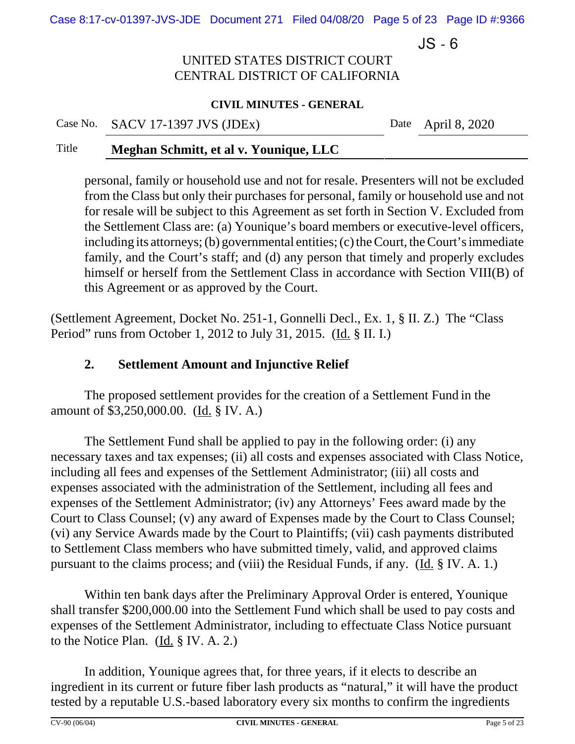personal, family or household use and not for resale. Presenters will not be excluded from the Class but only their purchases for personal, family or household use and not for resale will be subject to this Agreement as set forth in Section V. Excluded from the Settlement Class are: (a) Younique's board members or executive-level officers, including its attorneys; (b) governmental entities; (c) the Court, the Court's immediate family, and the Court's staff; and (d) any person that timely and properly excludes himself or herself from the Settlement Class in accordance with Section VIII(B) of this Agreement or as approved by the Court.

(Settlement Agreement, Docket No. 251-1, Gonnelli Decl., Ex. 1, § II. Z.) The "Class Period" runs from October 1, 2012 to July 31, 2015. (Id. § II. I.)

### 2. Settlement Amount and Injunctive Relief

The proposed settlement provides for the creation of a Settlement Fund in the amount of $3,250,000.00. (Id. § IV. A.)

The Settlement Fund shall be applied to pay in the following order: (i) any necessary taxes and tax expenses; (ii) all costs and expenses associated with Class Notice, including all fees and expenses of the Settlement Administrator; (iii) all costs and expenses associated with the administration of the Settlement, including all fees and expenses of the Settlement Administrator; (iv) any Attorneys' Fees award made by the Court to Class Counsel; (v) any award of Expenses made by the Court to Class Counsel; (vi) any Service Awards made by the Court to Plaintiffs; (vii) cash payments distributed to Settlement Class members who have submitted timely, valid, and approved claims pursuant to the claims process; and (viii) the Residual Funds, if any. (Id. § IV. A. 1.)

Within ten bank days after the Preliminary Approval Order is entered, Younique shall transfer $200,000.00 into the Settlement Fund which shall be used to pay costs and expenses of the Settlement Administrator, including to effectuate Class Notice pursuant to the Notice Plan. (Id. § IV. A. 2.)

In addition, Younique agrees that, for three years, if it elects to describe an ingredient in its current or future fiber lash products as "natural," it will have the product tested by a reputable U.S.-based laboratory every six months to confirm the ingredients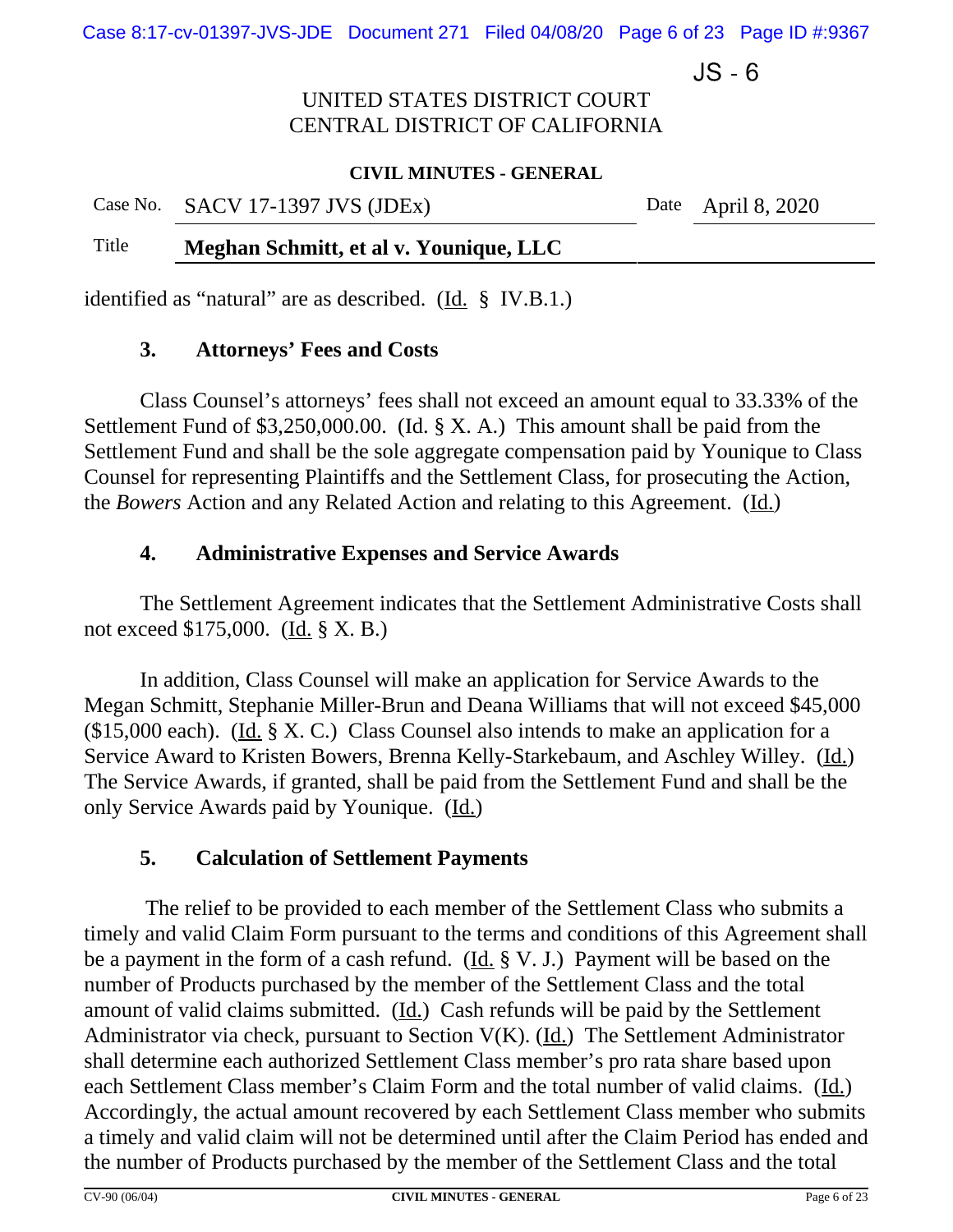identified as "natural" are as described. (Id. § IV.B.1.)

### 3. Attorneys' Fees and Costs

Class Counsel's attorneys' fees shall not exceed an amount equal to 33.33% of the Settlement Fund of $3,250,000.00. (Id. § X. A.) This amount shall be paid from the Settlement Fund and shall be the sole aggregate compensation paid by Younique to Class Counsel for representing Plaintiffs and the Settlement Class, for prosecuting the Action, the *Bowers* Action and any Related Action and relating to this Agreement. (Id.)

### 4. Administrative Expenses and Service Awards

The Settlement Agreement indicates that the Settlement Administrative Costs shall not exceed $175,000. (Id. § X. B.)

In addition, Class Counsel will make an application for Service Awards to the Megan Schmitt, Stephanie Miller-Brun and Deana Williams that will not exceed $45,000 ($15,000 each). (Id. § X. C.) Class Counsel also intends to make an application for a Service Award to Kristen Bowers, Brenna Kelly-Starkebaum, and Aschley Willey. (Id.) The Service Awards, if granted, shall be paid from the Settlement Fund and shall be the only Service Awards paid by Younique. (Id.)

### 5. Calculation of Settlement Payments

The relief to be provided to each member of the Settlement Class who submits a timely and valid Claim Form pursuant to the terms and conditions of this Agreement shall be a payment in the form of a cash refund. (Id. § V. J.) Payment will be based on the number of Products purchased by the member of the Settlement Class and the total amount of valid claims submitted. (Id.) Cash refunds will be paid by the Settlement Administrator via check, pursuant to Section V(K). (Id.) The Settlement Administrator shall determine each authorized Settlement Class member's pro rata share based upon each Settlement Class member's Claim Form and the total number of valid claims. (Id.) Accordingly, the actual amount recovered by each Settlement Class member who submits a timely and valid claim will not be determined until after the Claim Period has ended and the number of Products purchased by the member of the Settlement Class and the total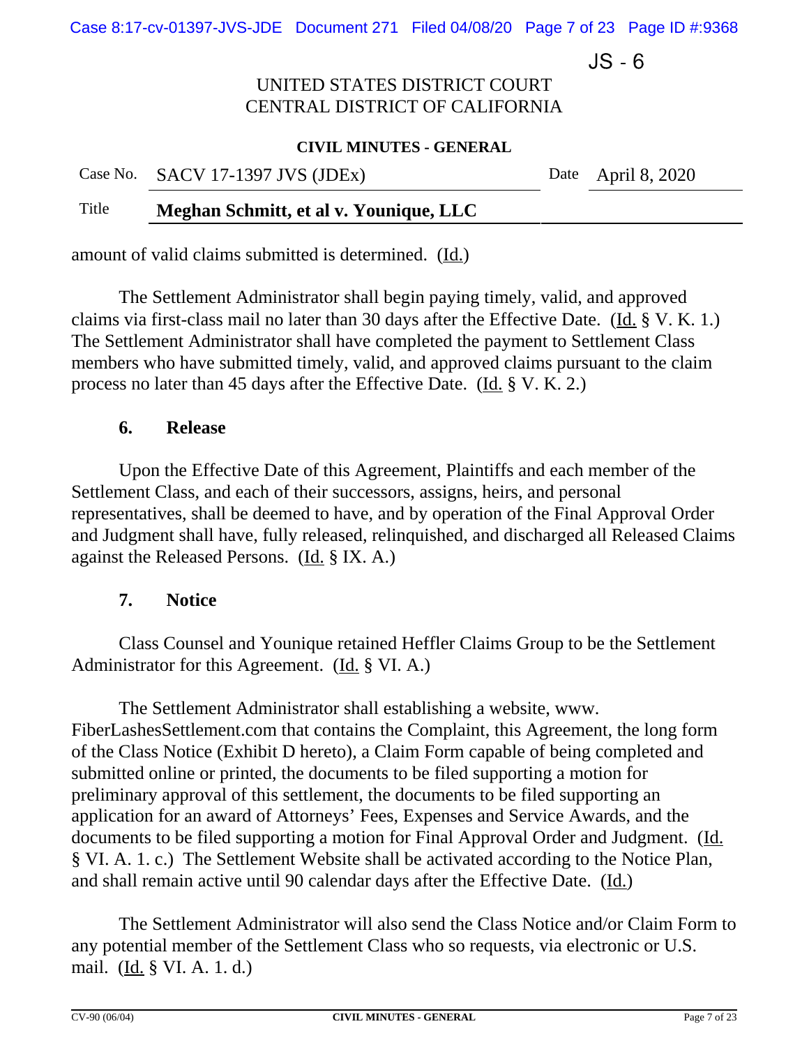amount of valid claims submitted is determined. (Id.)

The Settlement Administrator shall begin paying timely, valid, and approved claims via first-class mail no later than 30 days after the Effective Date. (Id. § V. K. 1.) The Settlement Administrator shall have completed the payment to Settlement Class members who have submitted timely, valid, and approved claims pursuant to the claim process no later than 45 days after the Effective Date. (Id. § V. K. 2.)

### 6. Release

Upon the Effective Date of this Agreement, Plaintiffs and each member of the Settlement Class, and each of their successors, assigns, heirs, and personal representatives, shall be deemed to have, and by operation of the Final Approval Order and Judgment shall have, fully released, relinquished, and discharged all Released Claims against the Released Persons. (Id. § IX. A.)

### 7. Notice

Class Counsel and Younique retained Heffler Claims Group to be the Settlement Administrator for this Agreement. (Id. § VI. A.)

The Settlement Administrator shall establishing a website, www. FiberLashesSettlement.com that contains the Complaint, this Agreement, the long form of the Class Notice (Exhibit D hereto), a Claim Form capable of being completed and submitted online or printed, the documents to be filed supporting a motion for preliminary approval of this settlement, the documents to be filed supporting an application for an award of Attorneys' Fees, Expenses and Service Awards, and the documents to be filed supporting a motion for Final Approval Order and Judgment. (Id. § VI. A. 1. c.) The Settlement Website shall be activated according to the Notice Plan, and shall remain active until 90 calendar days after the Effective Date. (Id.)

The Settlement Administrator will also send the Class Notice and/or Claim Form to any potential member of the Settlement Class who so requests, via electronic or U.S. mail. (Id. § VI. A. 1. d.)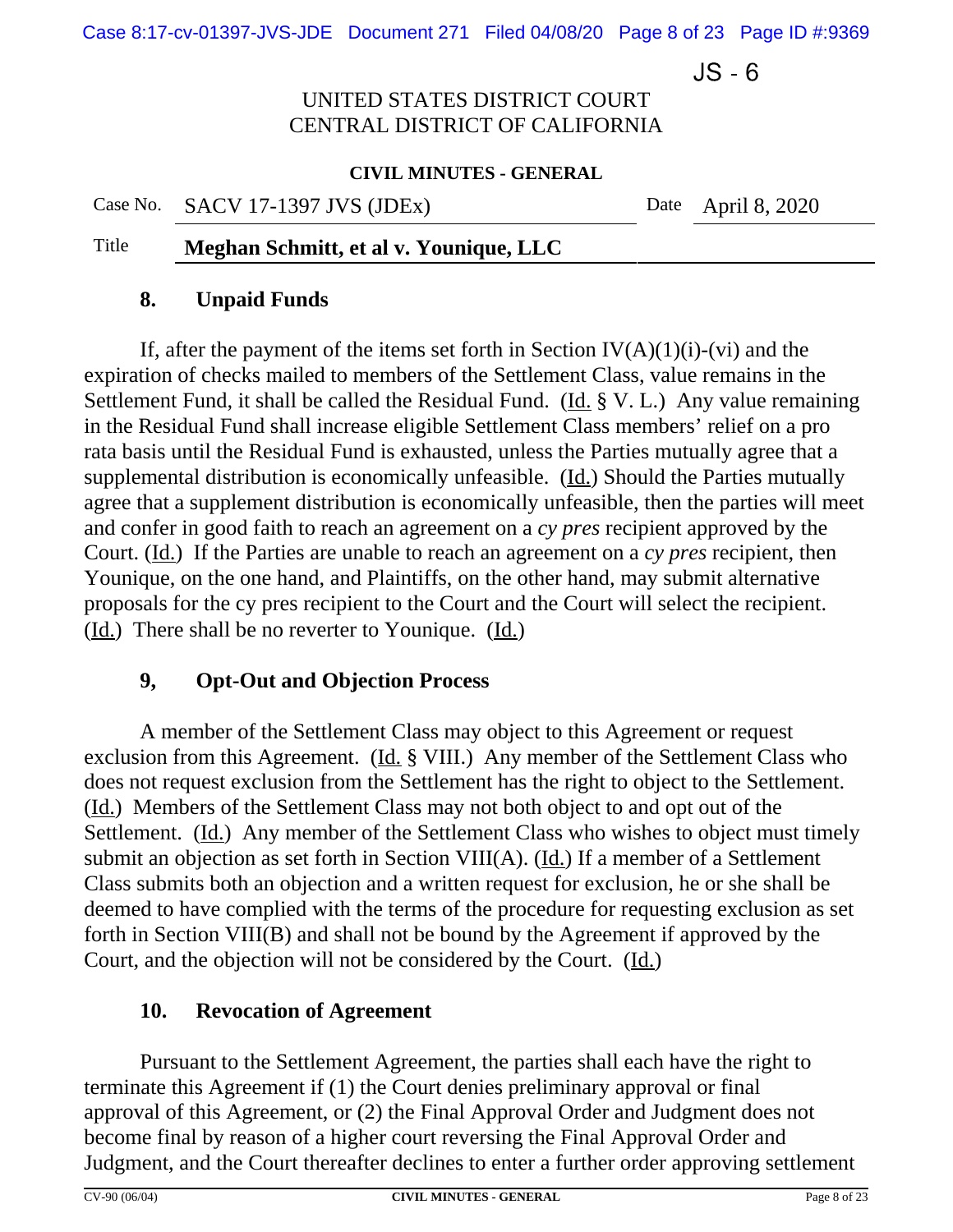JS - 6

UNITED STATES DISTRICT COURT
CENTRAL DISTRICT OF CALIFORNIA

**CIVIL MINUTES - GENERAL**

| Case No. | SACV 17-1397 JVS (JDEx) | Date | April 8, 2020 |
| --- | --- | --- | --- |
| Title | **Meghan Schmitt, et al v. Younique, LLC** | | |

### 8. Unpaid Funds

If, after the payment of the items set forth in Section IV(A)(1)(i)-(vi) and the expiration of checks mailed to members of the Settlement Class, value remains in the Settlement Fund, it shall be called the Residual Fund. (Id. § V. L.) Any value remaining in the Residual Fund shall increase eligible Settlement Class members' relief on a pro rata basis until the Residual Fund is exhausted, unless the Parties mutually agree that a supplemental distribution is economically unfeasible. (Id.) Should the Parties mutually agree that a supplement distribution is economically unfeasible, then the parties will meet and confer in good faith to reach an agreement on a *cy pres* recipient approved by the Court. (Id.) If the Parties are unable to reach an agreement on a *cy pres* recipient, then Younique, on the one hand, and Plaintiffs, on the other hand, may submit alternative proposals for the cy pres recipient to the Court and the Court will select the recipient. (Id.) There shall be no reverter to Younique. (Id.)

### 9, Opt-Out and Objection Process

A member of the Settlement Class may object to this Agreement or request exclusion from this Agreement. (Id. § VIII.) Any member of the Settlement Class who does not request exclusion from the Settlement has the right to object to the Settlement. (Id.) Members of the Settlement Class may not both object to and opt out of the Settlement. (Id.) Any member of the Settlement Class who wishes to object must timely submit an objection as set forth in Section VIII(A). (Id.) If a member of a Settlement Class submits both an objection and a written request for exclusion, he or she shall be deemed to have complied with the terms of the procedure for requesting exclusion as set forth in Section VIII(B) and shall not be bound by the Agreement if approved by the Court, and the objection will not be considered by the Court. (Id.)

### 10. Revocation of Agreement

Pursuant to the Settlement Agreement, the parties shall each have the right to terminate this Agreement if (1) the Court denies preliminary approval or final approval of this Agreement, or (2) the Final Approval Order and Judgment does not become final by reason of a higher court reversing the Final Approval Order and Judgment, and the Court thereafter declines to enter a further order approving settlement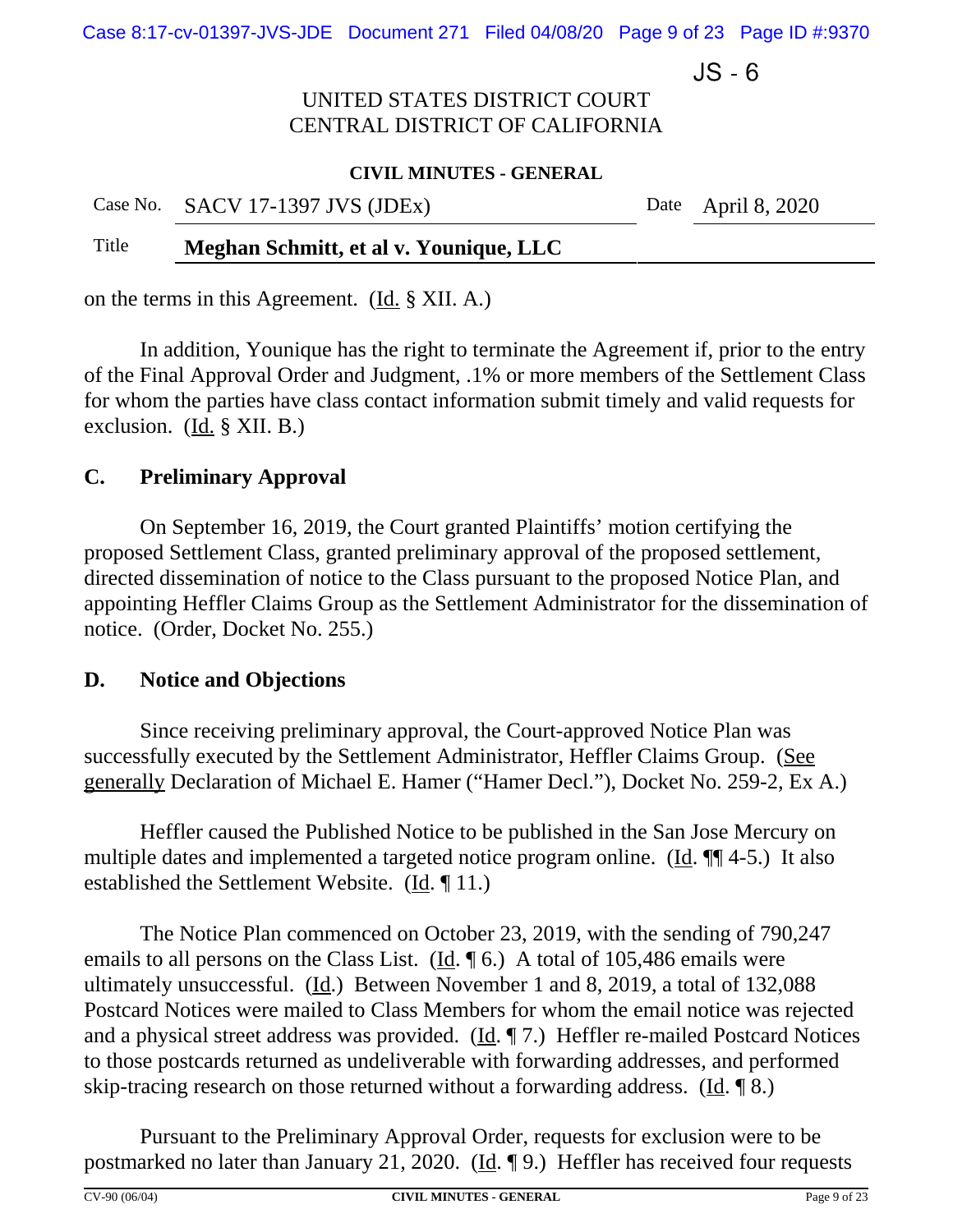on the terms in this Agreement. (Id. § XII. A.)

In addition, Younique has the right to terminate the Agreement if, prior to the entry of the Final Approval Order and Judgment, .1% or more members of the Settlement Class for whom the parties have class contact information submit timely and valid requests for exclusion. (Id. § XII. B.)

## C. Preliminary Approval

On September 16, 2019, the Court granted Plaintiffs' motion certifying the proposed Settlement Class, granted preliminary approval of the proposed settlement, directed dissemination of notice to the Class pursuant to the proposed Notice Plan, and appointing Heffler Claims Group as the Settlement Administrator for the dissemination of notice. (Order, Docket No. 255.)

## D. Notice and Objections

Since receiving preliminary approval, the Court-approved Notice Plan was successfully executed by the Settlement Administrator, Heffler Claims Group. (See generally Declaration of Michael E. Hamer ("Hamer Decl."), Docket No. 259-2, Ex A.)

Heffler caused the Published Notice to be published in the San Jose Mercury on multiple dates and implemented a targeted notice program online. (Id. ¶¶ 4-5.) It also established the Settlement Website. (Id. ¶ 11.)

The Notice Plan commenced on October 23, 2019, with the sending of 790,247 emails to all persons on the Class List. (Id. ¶ 6.) A total of 105,486 emails were ultimately unsuccessful. (Id.) Between November 1 and 8, 2019, a total of 132,088 Postcard Notices were mailed to Class Members for whom the email notice was rejected and a physical street address was provided. (Id. ¶ 7.) Heffler re-mailed Postcard Notices to those postcards returned as undeliverable with forwarding addresses, and performed skip-tracing research on those returned without a forwarding address. (Id. ¶ 8.)

Pursuant to the Preliminary Approval Order, requests for exclusion were to be postmarked no later than January 21, 2020. (Id. ¶ 9.) Heffler has received four requests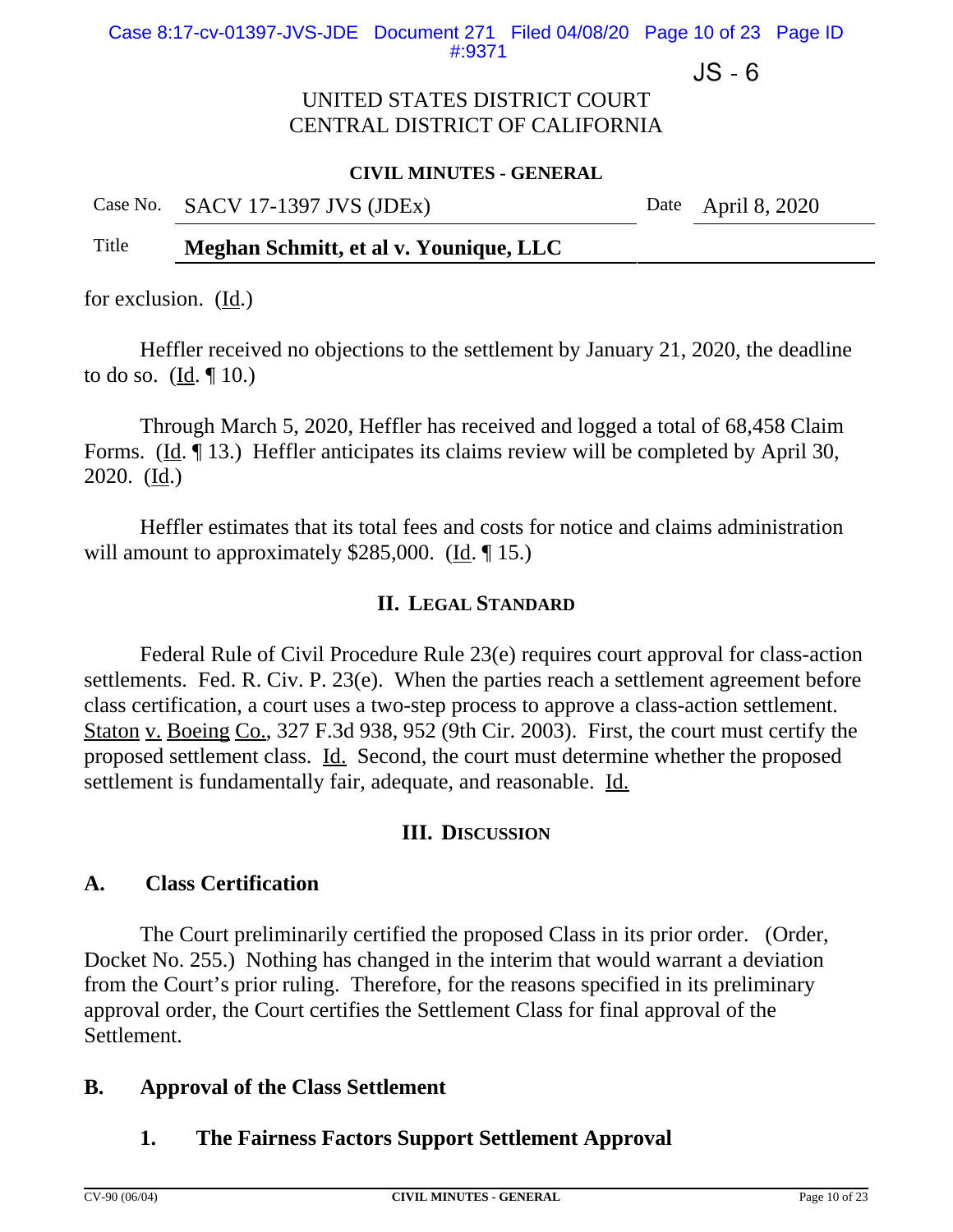for exclusion. (Id.)

Heffler received no objections to the settlement by January 21, 2020, the deadline to do so. (Id. ¶ 10.)

Through March 5, 2020, Heffler has received and logged a total of 68,458 Claim Forms. (Id. ¶ 13.) Heffler anticipates its claims review will be completed by April 30, 2020. (Id.)

Heffler estimates that its total fees and costs for notice and claims administration will amount to approximately $285,000. (Id. ¶ 15.)

## II. Legal Standard

Federal Rule of Civil Procedure Rule 23(e) requires court approval for class-action settlements. Fed. R. Civ. P. 23(e). When the parties reach a settlement agreement before class certification, a court uses a two-step process to approve a class-action settlement. Staton v. Boeing Co., 327 F.3d 938, 952 (9th Cir. 2003). First, the court must certify the proposed settlement class. Id. Second, the court must determine whether the proposed settlement is fundamentally fair, adequate, and reasonable. Id.

## III. Discussion

### A. Class Certification

The Court preliminarily certified the proposed Class in its prior order. (Order, Docket No. 255.) Nothing has changed in the interim that would warrant a deviation from the Court's prior ruling. Therefore, for the reasons specified in its preliminary approval order, the Court certifies the Settlement Class for final approval of the Settlement.

### B. Approval of the Class Settlement

#### 1. The Fairness Factors Support Settlement Approval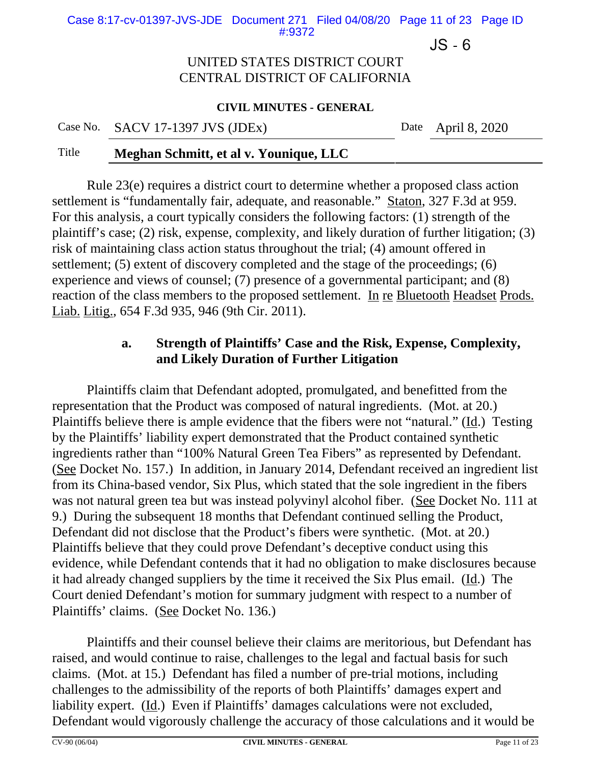Rule 23(e) requires a district court to determine whether a proposed class action settlement is "fundamentally fair, adequate, and reasonable." Staton, 327 F.3d at 959. For this analysis, a court typically considers the following factors: (1) strength of the plaintiff's case; (2) risk, expense, complexity, and likely duration of further litigation; (3) risk of maintaining class action status throughout the trial; (4) amount offered in settlement; (5) extent of discovery completed and the stage of the proceedings; (6) experience and views of counsel; (7) presence of a governmental participant; and (8) reaction of the class members to the proposed settlement. In re Bluetooth Headset Prods. Liab. Litig., 654 F.3d 935, 946 (9th Cir. 2011).

### a. Strength of Plaintiffs' Case and the Risk, Expense, Complexity, and Likely Duration of Further Litigation

Plaintiffs claim that Defendant adopted, promulgated, and benefitted from the representation that the Product was composed of natural ingredients. (Mot. at 20.) Plaintiffs believe there is ample evidence that the fibers were not "natural." (Id.) Testing by the Plaintiffs' liability expert demonstrated that the Product contained synthetic ingredients rather than "100% Natural Green Tea Fibers" as represented by Defendant. (See Docket No. 157.) In addition, in January 2014, Defendant received an ingredient list from its China-based vendor, Six Plus, which stated that the sole ingredient in the fibers was not natural green tea but was instead polyvinyl alcohol fiber. (See Docket No. 111 at 9.) During the subsequent 18 months that Defendant continued selling the Product, Defendant did not disclose that the Product's fibers were synthetic. (Mot. at 20.) Plaintiffs believe that they could prove Defendant's deceptive conduct using this evidence, while Defendant contends that it had no obligation to make disclosures because it had already changed suppliers by the time it received the Six Plus email. (Id.) The Court denied Defendant's motion for summary judgment with respect to a number of Plaintiffs' claims. (See Docket No. 136.)

Plaintiffs and their counsel believe their claims are meritorious, but Defendant has raised, and would continue to raise, challenges to the legal and factual basis for such claims. (Mot. at 15.) Defendant has filed a number of pre-trial motions, including challenges to the admissibility of the reports of both Plaintiffs' damages expert and liability expert. (Id.) Even if Plaintiffs' damages calculations were not excluded, Defendant would vigorously challenge the accuracy of those calculations and it would be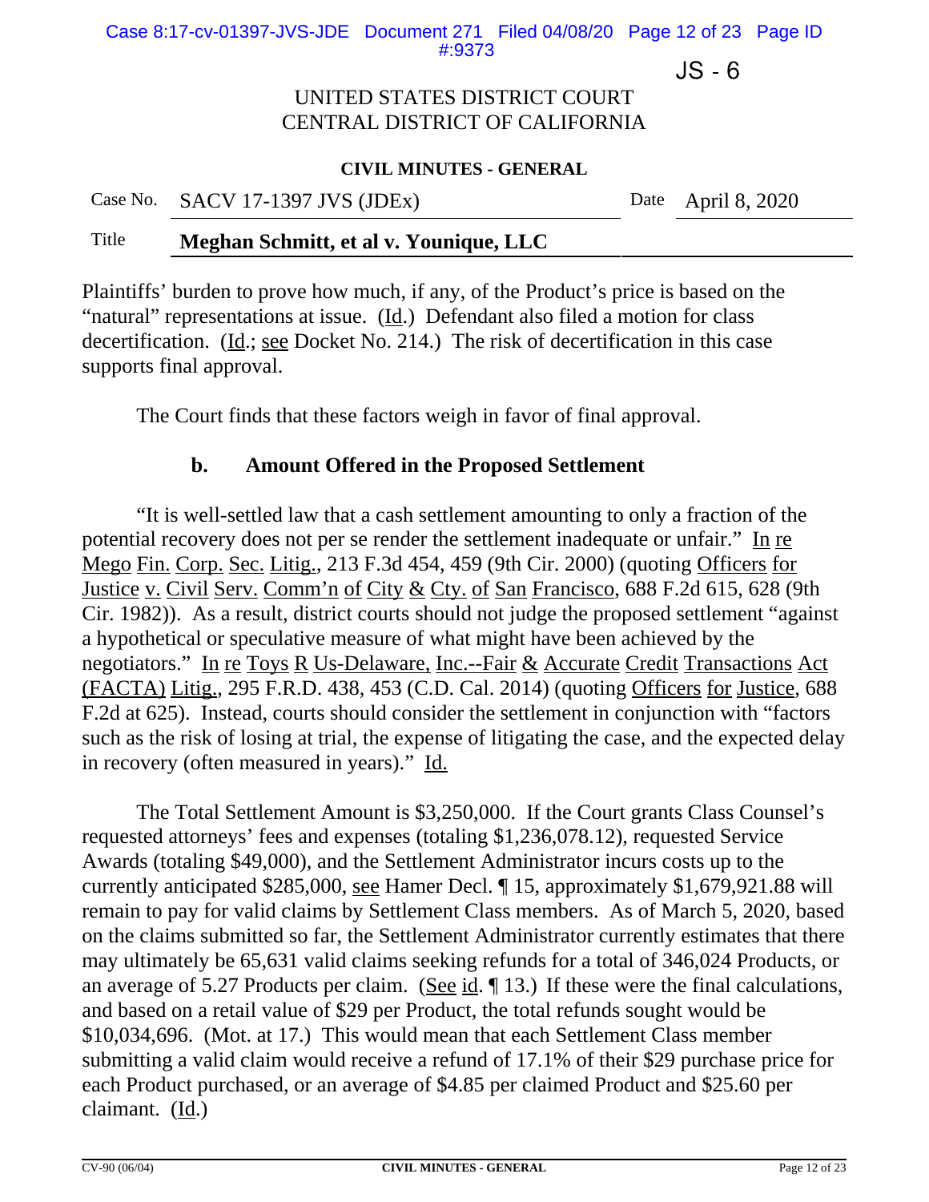Plaintiffs' burden to prove how much, if any, of the Product's price is based on the "natural" representations at issue. (Id.) Defendant also filed a motion for class decertification. (Id.; see Docket No. 214.) The risk of decertification in this case supports final approval.

The Court finds that these factors weigh in favor of final approval.

### b. Amount Offered in the Proposed Settlement

"It is well-settled law that a cash settlement amounting to only a fraction of the potential recovery does not per se render the settlement inadequate or unfair." In re Mego Fin. Corp. Sec. Litig., 213 F.3d 454, 459 (9th Cir. 2000) (quoting Officers for Justice v. Civil Serv. Comm'n of City & Cty. of San Francisco, 688 F.2d 615, 628 (9th Cir. 1982)). As a result, district courts should not judge the proposed settlement "against a hypothetical or speculative measure of what might have been achieved by the negotiators." In re Toys R Us-Delaware, Inc.--Fair & Accurate Credit Transactions Act (FACTA) Litig., 295 F.R.D. 438, 453 (C.D. Cal. 2014) (quoting Officers for Justice, 688 F.2d at 625). Instead, courts should consider the settlement in conjunction with "factors such as the risk of losing at trial, the expense of litigating the case, and the expected delay in recovery (often measured in years)." Id.

The Total Settlement Amount is $3,250,000. If the Court grants Class Counsel's requested attorneys' fees and expenses (totaling $1,236,078.12), requested Service Awards (totaling $49,000), and the Settlement Administrator incurs costs up to the currently anticipated $285,000, see Hamer Decl. ¶ 15, approximately $1,679,921.88 will remain to pay for valid claims by Settlement Class members. As of March 5, 2020, based on the claims submitted so far, the Settlement Administrator currently estimates that there may ultimately be 65,631 valid claims seeking refunds for a total of 346,024 Products, or an average of 5.27 Products per claim. (See id. ¶ 13.) If these were the final calculations, and based on a retail value of $29 per Product, the total refunds sought would be $10,034,696. (Mot. at 17.) This would mean that each Settlement Class member submitting a valid claim would receive a refund of 17.1% of their $29 purchase price for each Product purchased, or an average of $4.85 per claimed Product and $25.60 per claimant. (Id.)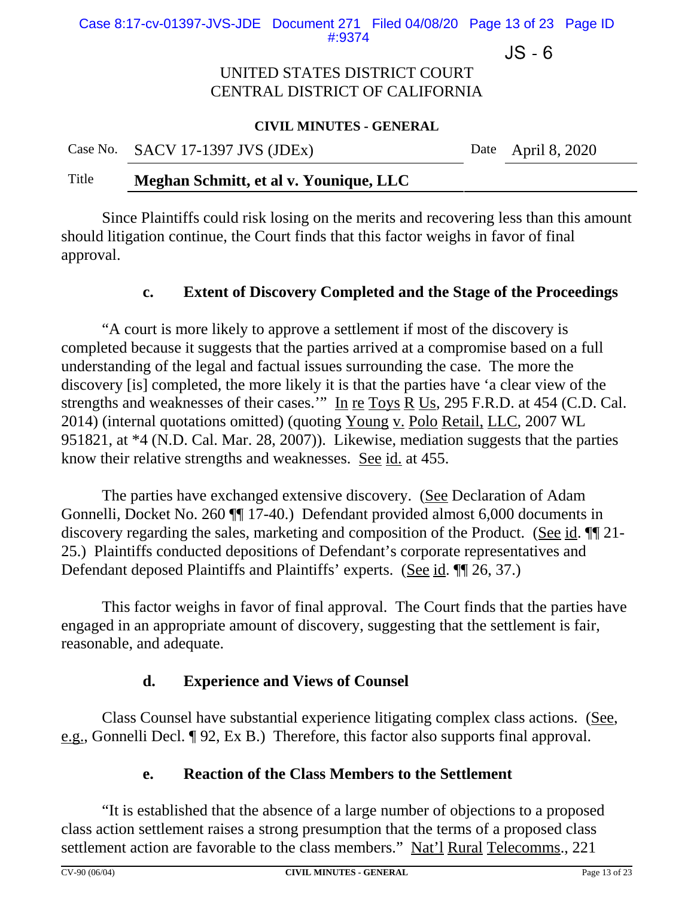Since Plaintiffs could risk losing on the merits and recovering less than this amount should litigation continue, the Court finds that this factor weighs in favor of final approval.

### c. Extent of Discovery Completed and the Stage of the Proceedings

"A court is more likely to approve a settlement if most of the discovery is completed because it suggests that the parties arrived at a compromise based on a full understanding of the legal and factual issues surrounding the case. The more the discovery [is] completed, the more likely it is that the parties have 'a clear view of the strengths and weaknesses of their cases.'" In re Toys R Us, 295 F.R.D. at 454 (C.D. Cal. 2014) (internal quotations omitted) (quoting Young v. Polo Retail, LLC, 2007 WL 951821, at *4 (N.D. Cal. Mar. 28, 2007)). Likewise, mediation suggests that the parties know their relative strengths and weaknesses. See id. at 455.

The parties have exchanged extensive discovery. (See Declaration of Adam Gonnelli, Docket No. 260 ¶¶ 17-40.) Defendant provided almost 6,000 documents in discovery regarding the sales, marketing and composition of the Product. (See id. ¶¶ 21-25.) Plaintiffs conducted depositions of Defendant's corporate representatives and Defendant deposed Plaintiffs and Plaintiffs' experts. (See id. ¶¶ 26, 37.)

This factor weighs in favor of final approval. The Court finds that the parties have engaged in an appropriate amount of discovery, suggesting that the settlement is fair, reasonable, and adequate.

### d. Experience and Views of Counsel

Class Counsel have substantial experience litigating complex class actions. (See, e.g., Gonnelli Decl. ¶ 92, Ex B.) Therefore, this factor also supports final approval.

### e. Reaction of the Class Members to the Settlement

"It is established that the absence of a large number of objections to a proposed class action settlement raises a strong presumption that the terms of a proposed class settlement action are favorable to the class members." Nat'l Rural Telecomms., 221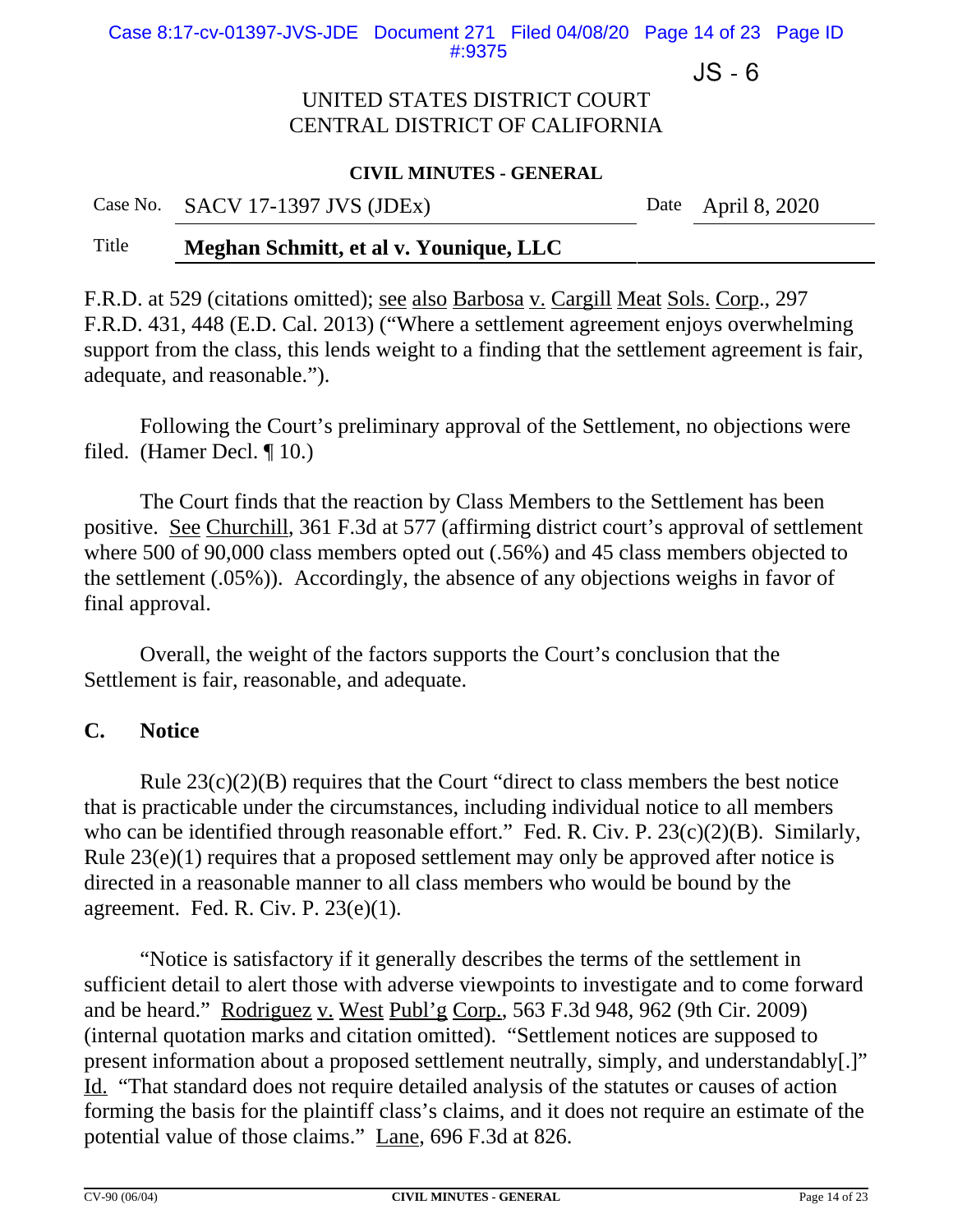F.R.D. at 529 (citations omitted); see also Barbosa v. Cargill Meat Sols. Corp., 297 F.R.D. 431, 448 (E.D. Cal. 2013) ("Where a settlement agreement enjoys overwhelming support from the class, this lends weight to a finding that the settlement agreement is fair, adequate, and reasonable.").

Following the Court's preliminary approval of the Settlement, no objections were filed. (Hamer Decl. ¶ 10.)

The Court finds that the reaction by Class Members to the Settlement has been positive. See Churchill, 361 F.3d at 577 (affirming district court's approval of settlement where 500 of 90,000 class members opted out (.56%) and 45 class members objected to the settlement (.05%)). Accordingly, the absence of any objections weighs in favor of final approval.

Overall, the weight of the factors supports the Court's conclusion that the Settlement is fair, reasonable, and adequate.

## C. Notice

Rule 23(c)(2)(B) requires that the Court "direct to class members the best notice that is practicable under the circumstances, including individual notice to all members who can be identified through reasonable effort." Fed. R. Civ. P. 23(c)(2)(B). Similarly, Rule 23(e)(1) requires that a proposed settlement may only be approved after notice is directed in a reasonable manner to all class members who would be bound by the agreement. Fed. R. Civ. P. 23(e)(1).

"Notice is satisfactory if it generally describes the terms of the settlement in sufficient detail to alert those with adverse viewpoints to investigate and to come forward and be heard." Rodriguez v. West Publ'g Corp., 563 F.3d 948, 962 (9th Cir. 2009) (internal quotation marks and citation omitted). "Settlement notices are supposed to present information about a proposed settlement neutrally, simply, and understandably[.]" Id. "That standard does not require detailed analysis of the statutes or causes of action forming the basis for the plaintiff class's claims, and it does not require an estimate of the potential value of those claims." Lane, 696 F.3d at 826.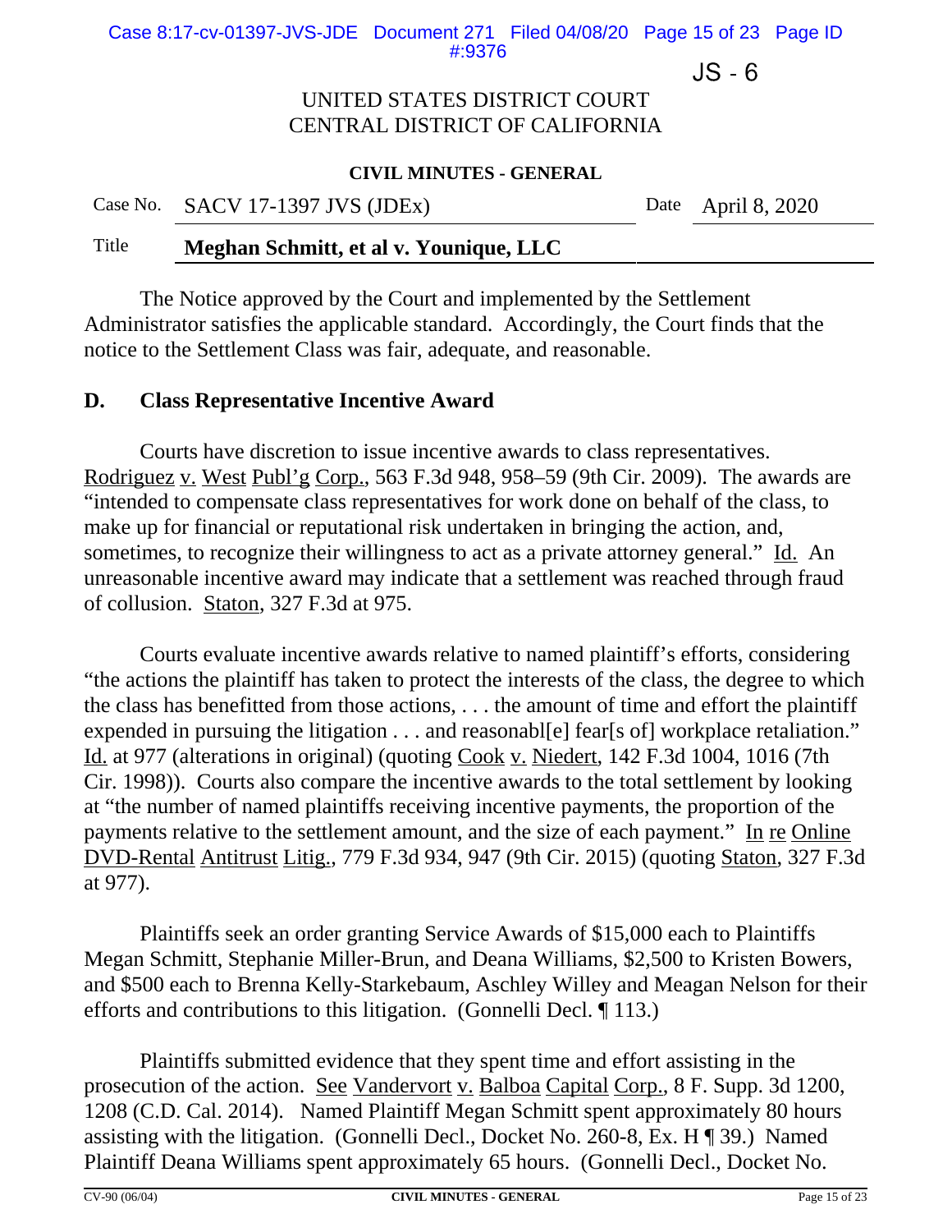The Notice approved by the Court and implemented by the Settlement Administrator satisfies the applicable standard. Accordingly, the Court finds that the notice to the Settlement Class was fair, adequate, and reasonable.

## D. Class Representative Incentive Award

Courts have discretion to issue incentive awards to class representatives. Rodriguez v. West Publ'g Corp., 563 F.3d 948, 958–59 (9th Cir. 2009). The awards are "intended to compensate class representatives for work done on behalf of the class, to make up for financial or reputational risk undertaken in bringing the action, and, sometimes, to recognize their willingness to act as a private attorney general." Id. An unreasonable incentive award may indicate that a settlement was reached through fraud of collusion. Staton, 327 F.3d at 975.

Courts evaluate incentive awards relative to named plaintiff's efforts, considering "the actions the plaintiff has taken to protect the interests of the class, the degree to which the class has benefitted from those actions, . . . the amount of time and effort the plaintiff expended in pursuing the litigation . . . and reasonabl[e] fear[s of] workplace retaliation." Id. at 977 (alterations in original) (quoting Cook v. Niedert, 142 F.3d 1004, 1016 (7th Cir. 1998)). Courts also compare the incentive awards to the total settlement by looking at "the number of named plaintiffs receiving incentive payments, the proportion of the payments relative to the settlement amount, and the size of each payment." In re Online DVD-Rental Antitrust Litig., 779 F.3d 934, 947 (9th Cir. 2015) (quoting Staton, 327 F.3d at 977).

Plaintiffs seek an order granting Service Awards of $15,000 each to Plaintiffs Megan Schmitt, Stephanie Miller-Brun, and Deana Williams, $2,500 to Kristen Bowers, and $500 each to Brenna Kelly-Starkebaum, Aschley Willey and Meagan Nelson for their efforts and contributions to this litigation. (Gonnelli Decl. ¶ 113.)

Plaintiffs submitted evidence that they spent time and effort assisting in the prosecution of the action. See Vandervort v. Balboa Capital Corp., 8 F. Supp. 3d 1200, 1208 (C.D. Cal. 2014). Named Plaintiff Megan Schmitt spent approximately 80 hours assisting with the litigation. (Gonnelli Decl., Docket No. 260-8, Ex. H ¶ 39.) Named Plaintiff Deana Williams spent approximately 65 hours. (Gonnelli Decl., Docket No.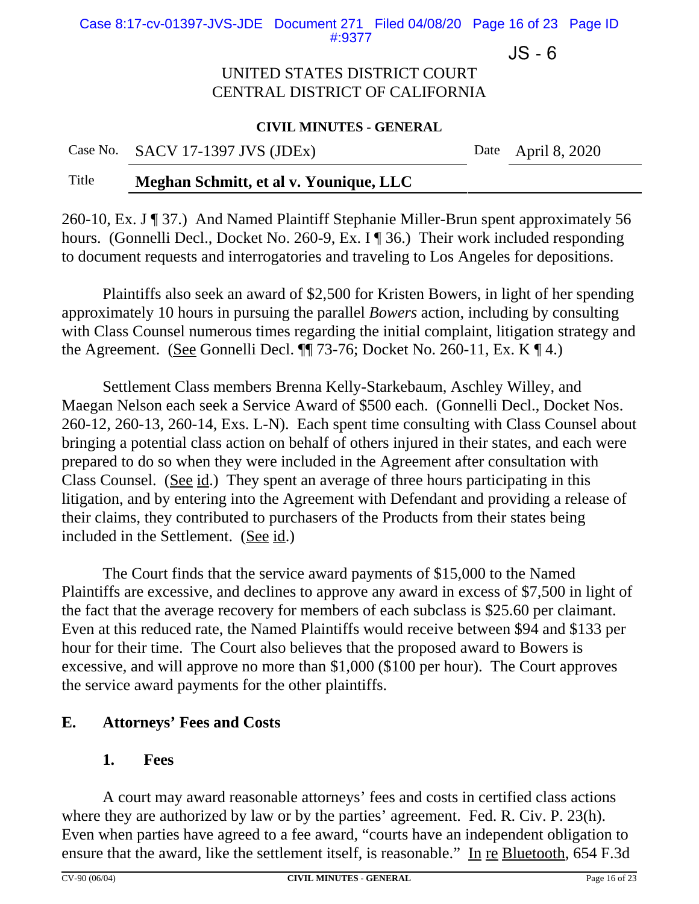260-10, Ex. J ¶ 37.) And Named Plaintiff Stephanie Miller-Brun spent approximately 56 hours. (Gonnelli Decl., Docket No. 260-9, Ex. I ¶ 36.) Their work included responding to document requests and interrogatories and traveling to Los Angeles for depositions.

Plaintiffs also seek an award of $2,500 for Kristen Bowers, in light of her spending approximately 10 hours in pursuing the parallel *Bowers* action, including by consulting with Class Counsel numerous times regarding the initial complaint, litigation strategy and the Agreement. (See Gonnelli Decl. ¶¶ 73-76; Docket No. 260-11, Ex. K ¶ 4.)

Settlement Class members Brenna Kelly-Starkebaum, Aschley Willey, and Maegan Nelson each seek a Service Award of $500 each. (Gonnelli Decl., Docket Nos. 260-12, 260-13, 260-14, Exs. L-N). Each spent time consulting with Class Counsel about bringing a potential class action on behalf of others injured in their states, and each were prepared to do so when they were included in the Agreement after consultation with Class Counsel. (See id.) They spent an average of three hours participating in this litigation, and by entering into the Agreement with Defendant and providing a release of their claims, they contributed to purchasers of the Products from their states being included in the Settlement. (See id.)

The Court finds that the service award payments of $15,000 to the Named Plaintiffs are excessive, and declines to approve any award in excess of $7,500 in light of the fact that the average recovery for members of each subclass is $25.60 per claimant. Even at this reduced rate, the Named Plaintiffs would receive between $94 and $133 per hour for their time. The Court also believes that the proposed award to Bowers is excessive, and will approve no more than $1,000 ($100 per hour). The Court approves the service award payments for the other plaintiffs.

## E. Attorneys' Fees and Costs

### 1. Fees

A court may award reasonable attorneys' fees and costs in certified class actions where they are authorized by law or by the parties' agreement. Fed. R. Civ. P. 23(h). Even when parties have agreed to a fee award, "courts have an independent obligation to ensure that the award, like the settlement itself, is reasonable." In re Bluetooth, 654 F.3d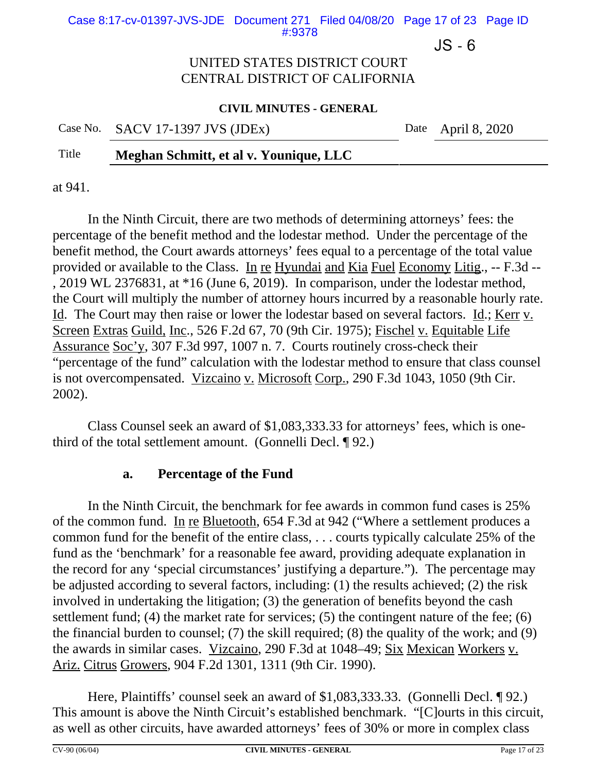at 941.

In the Ninth Circuit, there are two methods of determining attorneys' fees: the percentage of the benefit method and the lodestar method. Under the percentage of the benefit method, the Court awards attorneys' fees equal to a percentage of the total value provided or available to the Class. In re Hyundai and Kia Fuel Economy Litig., -- F.3d -- , 2019 WL 2376831, at *16 (June 6, 2019). In comparison, under the lodestar method, the Court will multiply the number of attorney hours incurred by a reasonable hourly rate. Id. The Court may then raise or lower the lodestar based on several factors. Id.; Kerr v. Screen Extras Guild, Inc., 526 F.2d 67, 70 (9th Cir. 1975); Fischel v. Equitable Life Assurance Soc'y, 307 F.3d 997, 1007 n. 7. Courts routinely cross-check their "percentage of the fund" calculation with the lodestar method to ensure that class counsel is not overcompensated. Vizcaino v. Microsoft Corp., 290 F.3d 1043, 1050 (9th Cir. 2002).

Class Counsel seek an award of $1,083,333.33 for attorneys' fees, which is one-third of the total settlement amount. (Gonnelli Decl. ¶ 92.)

### a. Percentage of the Fund

In the Ninth Circuit, the benchmark for fee awards in common fund cases is 25% of the common fund. In re Bluetooth, 654 F.3d at 942 ("Where a settlement produces a common fund for the benefit of the entire class, . . . courts typically calculate 25% of the fund as the 'benchmark' for a reasonable fee award, providing adequate explanation in the record for any 'special circumstances' justifying a departure."). The percentage may be adjusted according to several factors, including: (1) the results achieved; (2) the risk involved in undertaking the litigation; (3) the generation of benefits beyond the cash settlement fund; (4) the market rate for services; (5) the contingent nature of the fee; (6) the financial burden to counsel; (7) the skill required; (8) the quality of the work; and (9) the awards in similar cases. Vizcaino, 290 F.3d at 1048–49; Six Mexican Workers v. Ariz. Citrus Growers, 904 F.2d 1301, 1311 (9th Cir. 1990).

Here, Plaintiffs' counsel seek an award of $1,083,333.33. (Gonnelli Decl. ¶ 92.) This amount is above the Ninth Circuit's established benchmark. "[C]ourts in this circuit, as well as other circuits, have awarded attorneys' fees of 30% or more in complex class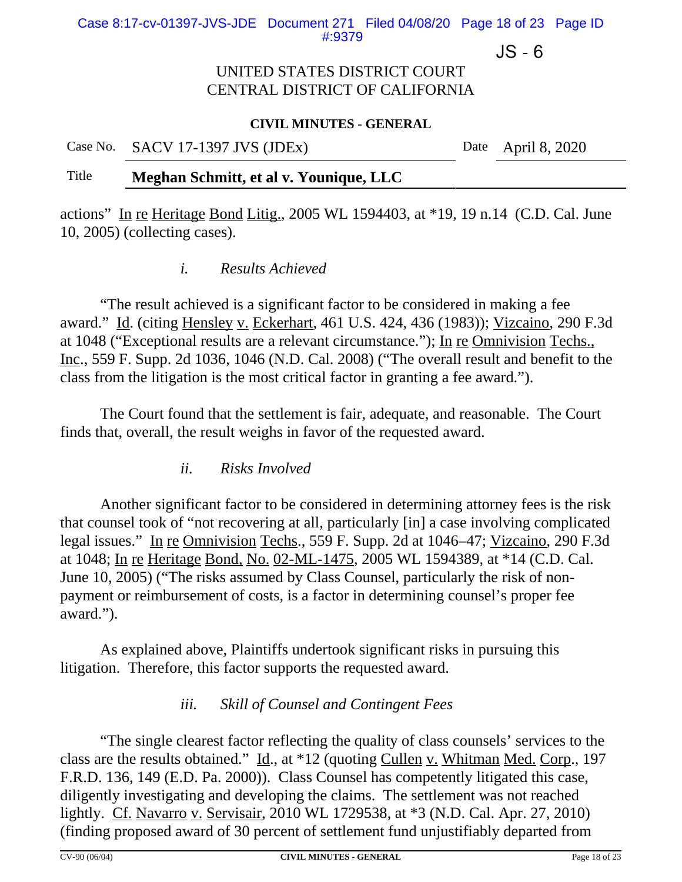actions" In re Heritage Bond Litig., 2005 WL 1594403, at *19, 19 n.14 (C.D. Cal. June 10, 2005) (collecting cases).

*i. Results Achieved*

"The result achieved is a significant factor to be considered in making a fee award." Id. (citing Hensley v. Eckerhart, 461 U.S. 424, 436 (1983)); Vizcaino, 290 F.3d at 1048 ("Exceptional results are a relevant circumstance."); In re Omnivision Techs., Inc., 559 F. Supp. 2d 1036, 1046 (N.D. Cal. 2008) ("The overall result and benefit to the class from the litigation is the most critical factor in granting a fee award.").

The Court found that the settlement is fair, adequate, and reasonable. The Court finds that, overall, the result weighs in favor of the requested award.

*ii. Risks Involved*

Another significant factor to be considered in determining attorney fees is the risk that counsel took of "not recovering at all, particularly [in] a case involving complicated legal issues." In re Omnivision Techs., 559 F. Supp. 2d at 1046–47; Vizcaino, 290 F.3d at 1048; In re Heritage Bond, No. 02-ML-1475, 2005 WL 1594389, at *14 (C.D. Cal. June 10, 2005) ("The risks assumed by Class Counsel, particularly the risk of non-payment or reimbursement of costs, is a factor in determining counsel's proper fee award.").

As explained above, Plaintiffs undertook significant risks in pursuing this litigation. Therefore, this factor supports the requested award.

*iii. Skill of Counsel and Contingent Fees*

"The single clearest factor reflecting the quality of class counsels' services to the class are the results obtained." Id., at *12 (quoting Cullen v. Whitman Med. Corp., 197 F.R.D. 136, 149 (E.D. Pa. 2000)). Class Counsel has competently litigated this case, diligently investigating and developing the claims. The settlement was not reached lightly. Cf. Navarro v. Servisair, 2010 WL 1729538, at *3 (N.D. Cal. Apr. 27, 2010) (finding proposed award of 30 percent of settlement fund unjustifiably departed from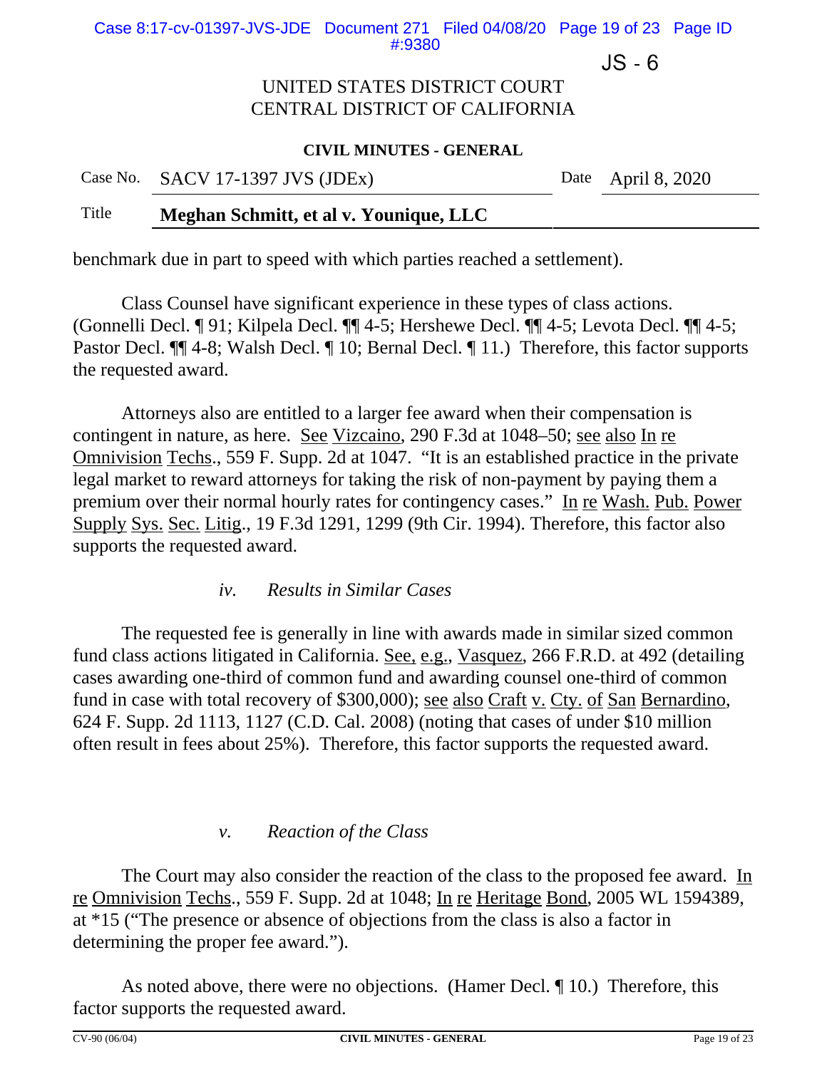benchmark due in part to speed with which parties reached a settlement).

Class Counsel have significant experience in these types of class actions. (Gonnelli Decl. ¶ 91; Kilpela Decl. ¶¶ 4-5; Hershewe Decl. ¶¶ 4-5; Levota Decl. ¶¶ 4-5; Pastor Decl. ¶¶ 4-8; Walsh Decl. ¶ 10; Bernal Decl. ¶ 11.) Therefore, this factor supports the requested award.

Attorneys also are entitled to a larger fee award when their compensation is contingent in nature, as here. See Vizcaino, 290 F.3d at 1048–50; see also In re Omnivision Techs., 559 F. Supp. 2d at 1047. "It is an established practice in the private legal market to reward attorneys for taking the risk of non-payment by paying them a premium over their normal hourly rates for contingency cases." In re Wash. Pub. Power Supply Sys. Sec. Litig., 19 F.3d 1291, 1299 (9th Cir. 1994). Therefore, this factor also supports the requested award.

*iv. Results in Similar Cases*

The requested fee is generally in line with awards made in similar sized common fund class actions litigated in California. See, e.g., Vasquez, 266 F.R.D. at 492 (detailing cases awarding one-third of common fund and awarding counsel one-third of common fund in case with total recovery of $300,000); see also Craft v. Cty. of San Bernardino, 624 F. Supp. 2d 1113, 1127 (C.D. Cal. 2008) (noting that cases of under $10 million often result in fees about 25%). Therefore, this factor supports the requested award.

*v. Reaction of the Class*

The Court may also consider the reaction of the class to the proposed fee award. In re Omnivision Techs., 559 F. Supp. 2d at 1048; In re Heritage Bond, 2005 WL 1594389, at *15 ("The presence or absence of objections from the class is also a factor in determining the proper fee award.").

As noted above, there were no objections. (Hamer Decl. ¶ 10.) Therefore, this factor supports the requested award.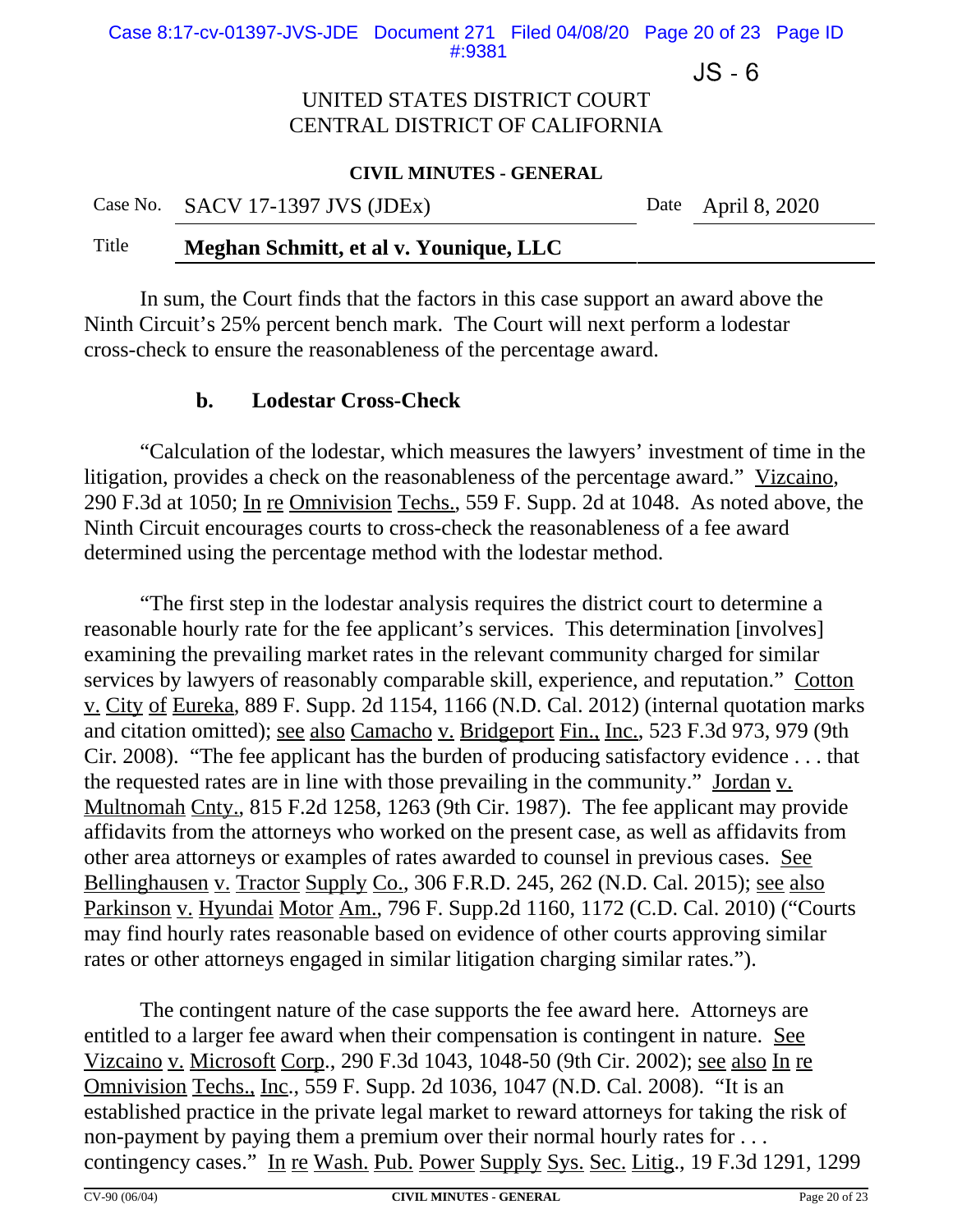In sum, the Court finds that the factors in this case support an award above the Ninth Circuit's 25% percent bench mark. The Court will next perform a lodestar cross-check to ensure the reasonableness of the percentage award.

### b. Lodestar Cross-Check

"Calculation of the lodestar, which measures the lawyers' investment of time in the litigation, provides a check on the reasonableness of the percentage award." Vizcaino, 290 F.3d at 1050; In re Omnivision Techs., 559 F. Supp. 2d at 1048. As noted above, the Ninth Circuit encourages courts to cross-check the reasonableness of a fee award determined using the percentage method with the lodestar method.

"The first step in the lodestar analysis requires the district court to determine a reasonable hourly rate for the fee applicant's services. This determination [involves] examining the prevailing market rates in the relevant community charged for similar services by lawyers of reasonably comparable skill, experience, and reputation." Cotton v. City of Eureka, 889 F. Supp. 2d 1154, 1166 (N.D. Cal. 2012) (internal quotation marks and citation omitted); see also Camacho v. Bridgeport Fin., Inc., 523 F.3d 973, 979 (9th Cir. 2008). "The fee applicant has the burden of producing satisfactory evidence . . . that the requested rates are in line with those prevailing in the community." Jordan v. Multnomah Cnty., 815 F.2d 1258, 1263 (9th Cir. 1987). The fee applicant may provide affidavits from the attorneys who worked on the present case, as well as affidavits from other area attorneys or examples of rates awarded to counsel in previous cases. See Bellinghausen v. Tractor Supply Co., 306 F.R.D. 245, 262 (N.D. Cal. 2015); see also Parkinson v. Hyundai Motor Am., 796 F. Supp.2d 1160, 1172 (C.D. Cal. 2010) ("Courts may find hourly rates reasonable based on evidence of other courts approving similar rates or other attorneys engaged in similar litigation charging similar rates.").

The contingent nature of the case supports the fee award here. Attorneys are entitled to a larger fee award when their compensation is contingent in nature. See Vizcaino v. Microsoft Corp., 290 F.3d 1043, 1048-50 (9th Cir. 2002); see also In re Omnivision Techs., Inc., 559 F. Supp. 2d 1036, 1047 (N.D. Cal. 2008). "It is an established practice in the private legal market to reward attorneys for taking the risk of non-payment by paying them a premium over their normal hourly rates for . . . contingency cases." In re Wash. Pub. Power Supply Sys. Sec. Litig., 19 F.3d 1291, 1299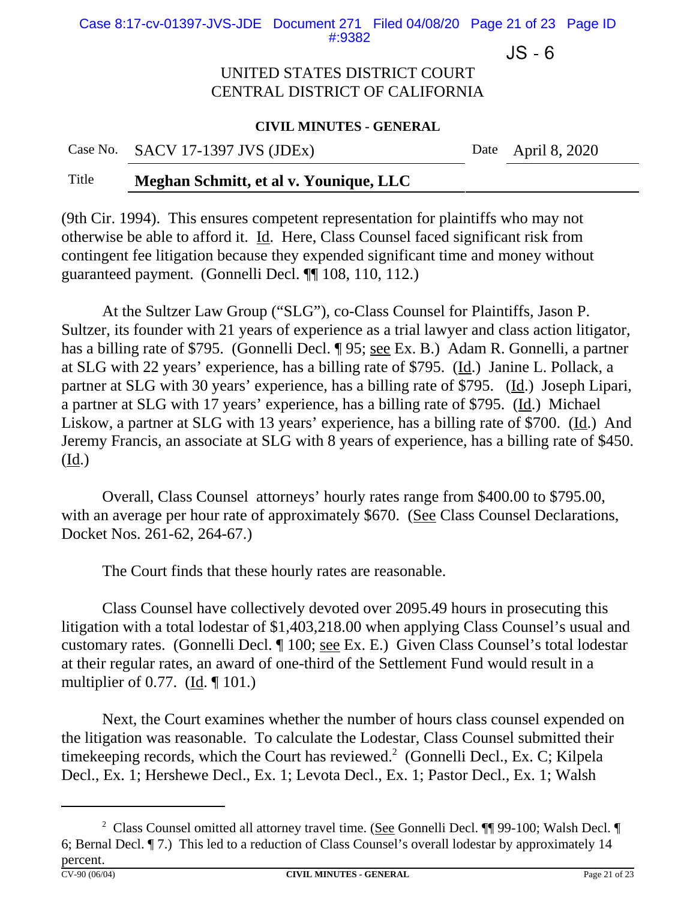(9th Cir. 1994). This ensures competent representation for plaintiffs who may not otherwise be able to afford it. Id. Here, Class Counsel faced significant risk from contingent fee litigation because they expended significant time and money without guaranteed payment. (Gonnelli Decl. ¶¶ 108, 110, 112.)

At the Sultzer Law Group ("SLG"), co-Class Counsel for Plaintiffs, Jason P. Sultzer, its founder with 21 years of experience as a trial lawyer and class action litigator, has a billing rate of $795. (Gonnelli Decl. ¶ 95; see Ex. B.) Adam R. Gonnelli, a partner at SLG with 22 years' experience, has a billing rate of $795. (Id.) Janine L. Pollack, a partner at SLG with 30 years' experience, has a billing rate of $795. (Id.) Joseph Lipari, a partner at SLG with 17 years' experience, has a billing rate of $795. (Id.) Michael Liskow, a partner at SLG with 13 years' experience, has a billing rate of $700. (Id.) And Jeremy Francis, an associate at SLG with 8 years of experience, has a billing rate of $450. (Id.)

Overall, Class Counsel attorneys' hourly rates range from $400.00 to $795.00, with an average per hour rate of approximately $670. (See Class Counsel Declarations, Docket Nos. 261-62, 264-67.)

The Court finds that these hourly rates are reasonable.

Class Counsel have collectively devoted over 2095.49 hours in prosecuting this litigation with a total lodestar of $1,403,218.00 when applying Class Counsel's usual and customary rates. (Gonnelli Decl. ¶ 100; see Ex. E.) Given Class Counsel's total lodestar at their regular rates, an award of one-third of the Settlement Fund would result in a multiplier of 0.77. (Id. ¶ 101.)

Next, the Court examines whether the number of hours class counsel expended on the litigation was reasonable. To calculate the Lodestar, Class Counsel submitted their timekeeping records, which the Court has reviewed.[2] (Gonnelli Decl., Ex. C; Kilpela Decl., Ex. 1; Hershewe Decl., Ex. 1; Levota Decl., Ex. 1; Pastor Decl., Ex. 1; Walsh

---

[2] Class Counsel omitted all attorney travel time. (See Gonnelli Decl. ¶¶ 99-100; Walsh Decl. ¶ 6; Bernal Decl. ¶ 7.) This led to a reduction of Class Counsel's overall lodestar by approximately 14 percent.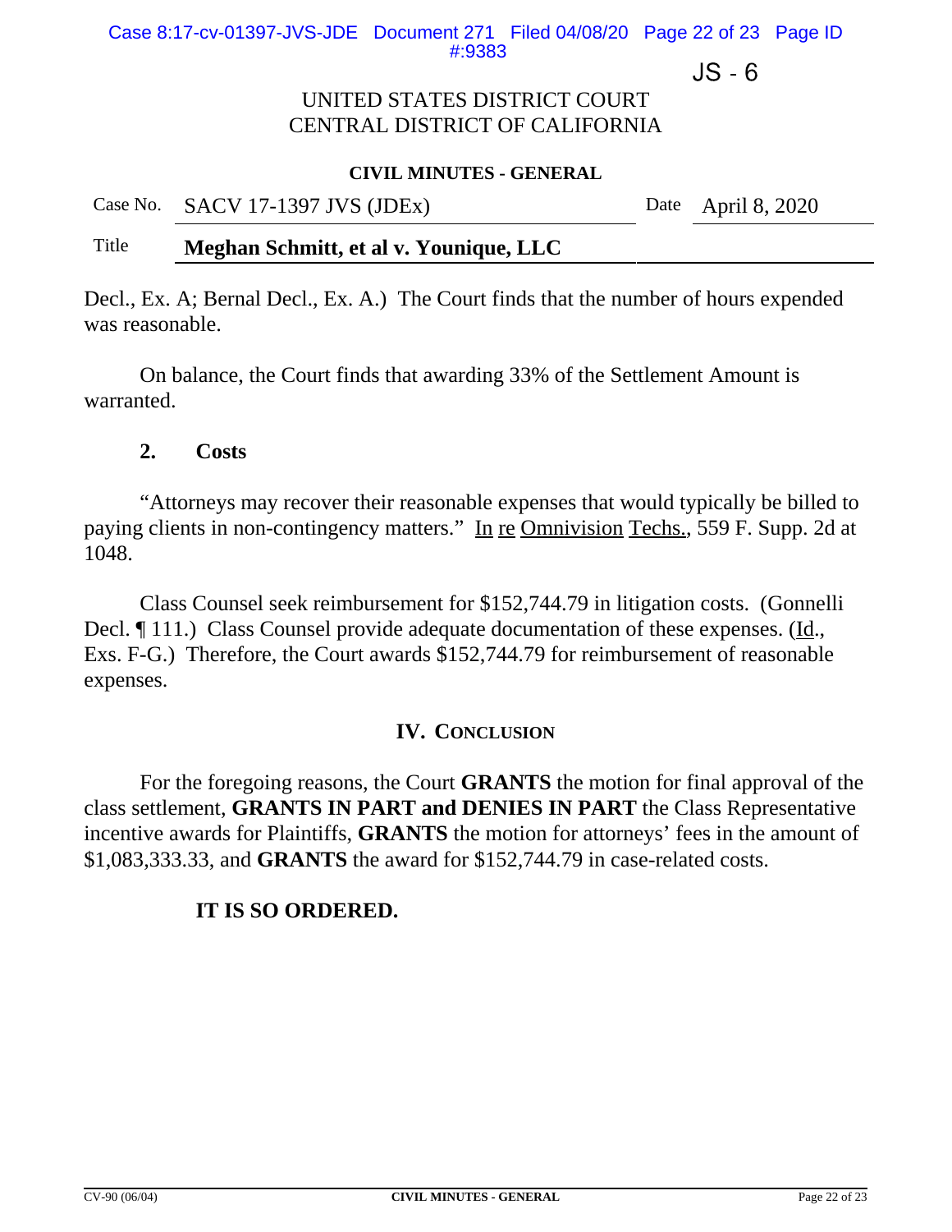Decl., Ex. A; Bernal Decl., Ex. A.) The Court finds that the number of hours expended was reasonable.

On balance, the Court finds that awarding 33% of the Settlement Amount is warranted.

### 2. Costs

"Attorneys may recover their reasonable expenses that would typically be billed to paying clients in non-contingency matters." In re Omnivision Techs., 559 F. Supp. 2d at 1048.

Class Counsel seek reimbursement for $152,744.79 in litigation costs. (Gonnelli Decl. ¶ 111.) Class Counsel provide adequate documentation of these expenses. (Id., Exs. F-G.) Therefore, the Court awards $152,744.79 for reimbursement of reasonable expenses.

## IV. CONCLUSION

For the foregoing reasons, the Court **GRANTS** the motion for final approval of the class settlement, **GRANTS IN PART and DENIES IN PART** the Class Representative incentive awards for Plaintiffs, **GRANTS** the motion for attorneys' fees in the amount of $1,083,333.33, and **GRANTS** the award for $152,744.79 in case-related costs.

**IT IS SO ORDERED.**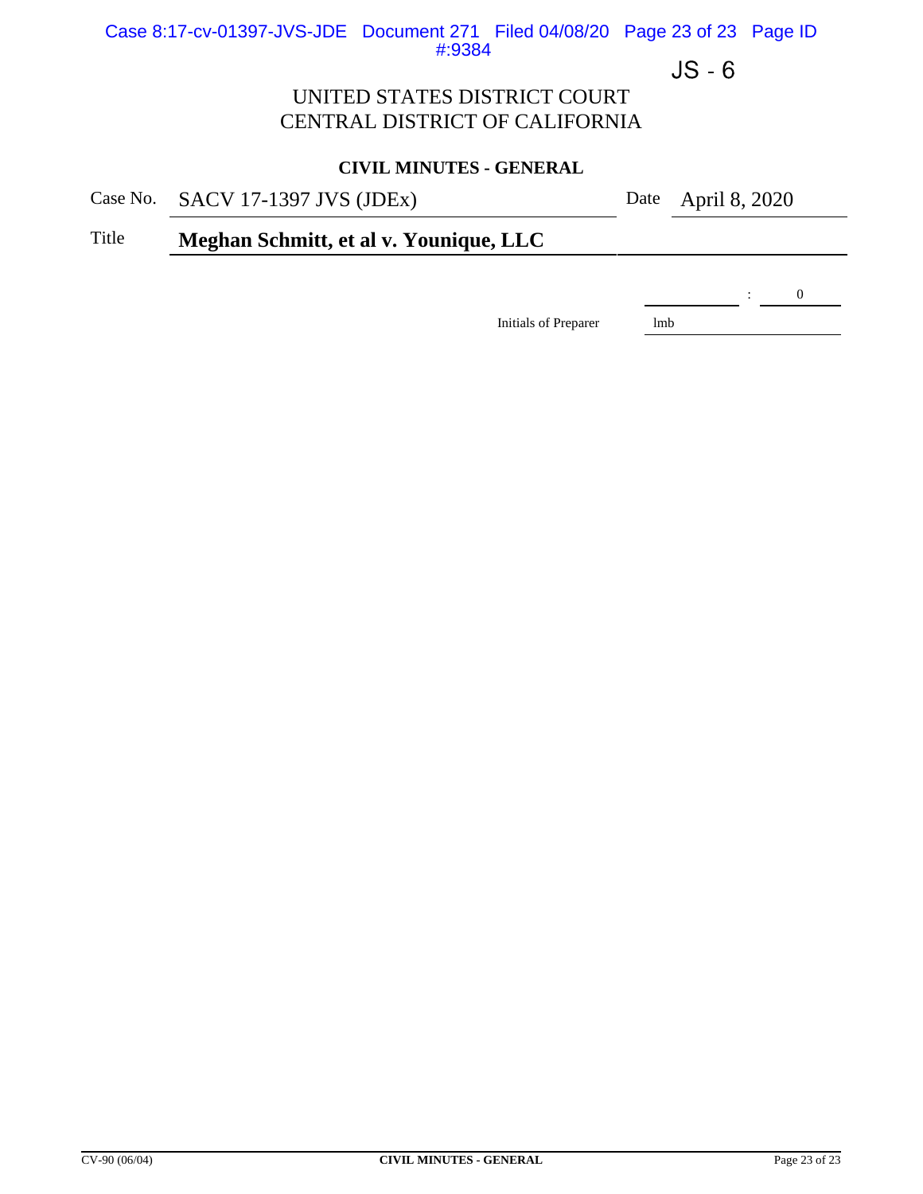JS - 6

UNITED STATES DISTRICT COURT
CENTRAL DISTRICT OF CALIFORNIA

**CIVIL MINUTES - GENERAL**

| | | | |
|---|---|---|---|
| Case No. | SACV 17-1397 JVS (JDEx) | Date | April 8, 2020 |
| Title | **Meghan Schmitt, et al v. Younique, LLC** | | |

: 0

Initials of Preparer lmb